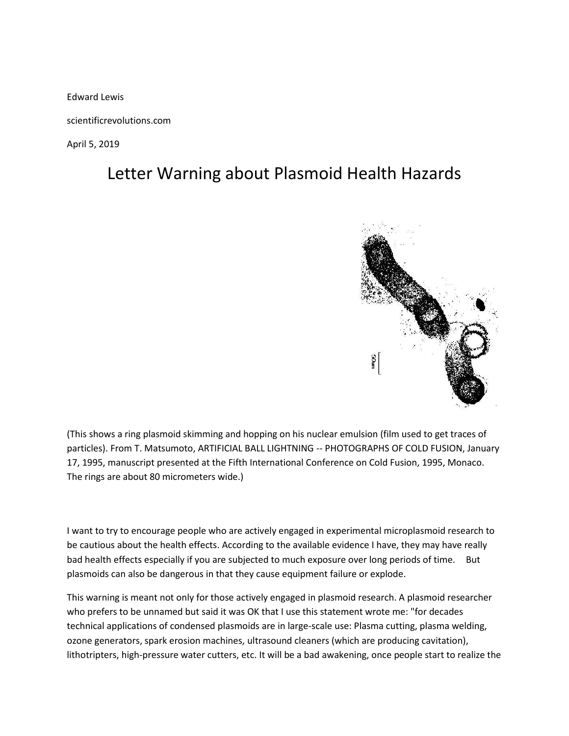Edward Lewis

scientificrevolutions.com

April 5, 2019

# Letter Warning about Plasmoid Health Hazards

(This shows a ring plasmoid skimming and hopping on his nuclear emulsion (film used to get traces of particles). From T. Matsumoto, ARTIFICIAL BALL LIGHTNING -- PHOTOGRAPHS OF COLD FUSION, January 17, 1995, manuscript presented at the Fifth International Conference on Cold Fusion, 1995, Monaco. The rings are about 80 micrometers wide.)

I want to try to encourage people who are actively engaged in experimental microplasmoid research to be cautious about the health effects. According to the available evidence I have, they may have really bad health effects especially if you are subjected to much exposure over long periods of time. But plasmoids can also be dangerous in that they cause equipment failure or explode.

This warning is meant not only for those actively engaged in plasmoid research. A plasmoid researcher who prefers to be unnamed but said it was OK that I use this statement wrote me: "for decades technical applications of condensed plasmoids are in large-scale use: Plasma cutting, plasma welding, ozone generators, spark erosion machines, ultrasound cleaners (which are producing cavitation), lithotripters, high-pressure water cutters, etc. It will be a bad awakening, once people start to realize the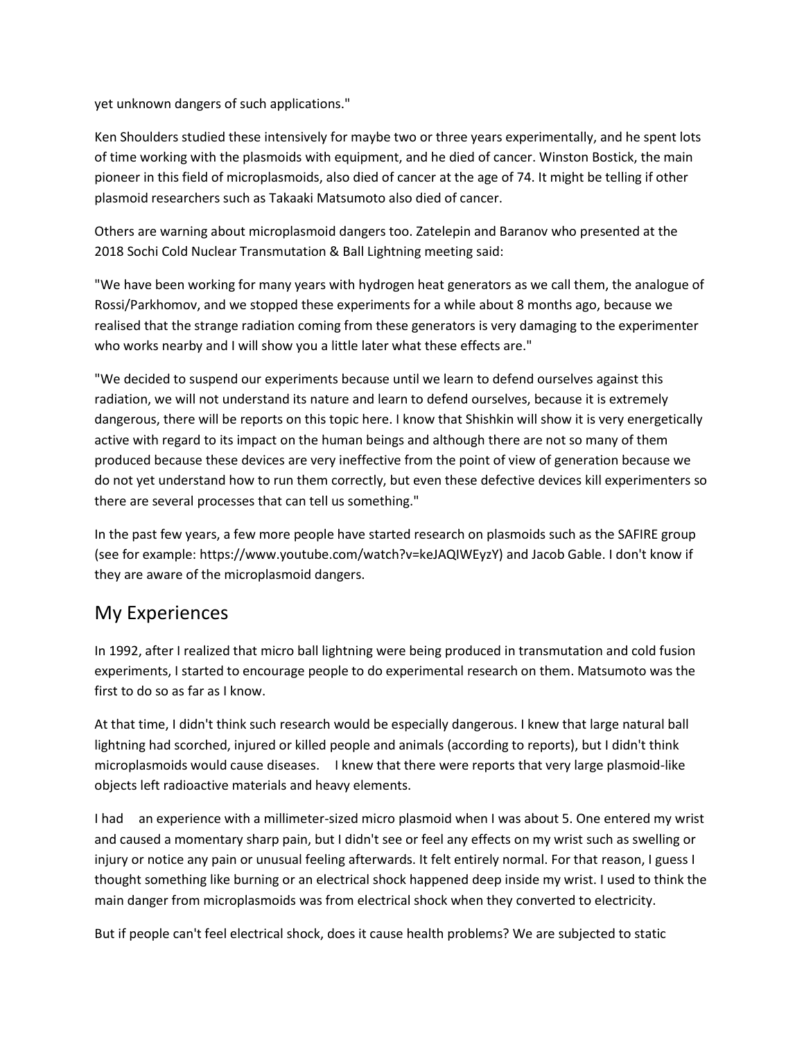yet unknown dangers of such applications."

Ken Shoulders studied these intensively for maybe two or three years experimentally, and he spent lots of time working with the plasmoids with equipment, and he died of cancer. Winston Bostick, the main pioneer in this field of microplasmoids, also died of cancer at the age of 74. It might be telling if other plasmoid researchers such as Takaaki Matsumoto also died of cancer.

Others are warning about microplasmoid dangers too. Zatelepin and Baranov who presented at the 2018 Sochi Cold Nuclear Transmutation & Ball Lightning meeting said:

"We have been working for many years with hydrogen heat generators as we call them, the analogue of Rossi/Parkhomov, and we stopped these experiments for a while about 8 months ago, because we realised that the strange radiation coming from these generators is very damaging to the experimenter who works nearby and I will show you a little later what these effects are."

"We decided to suspend our experiments because until we learn to defend ourselves against this radiation, we will not understand its nature and learn to defend ourselves, because it is extremely dangerous, there will be reports on this topic here. I know that Shishkin will show it is very energetically active with regard to its impact on the human beings and although there are not so many of them produced because these devices are very ineffective from the point of view of generation because we do not yet understand how to run them correctly, but even these defective devices kill experimenters so there are several processes that can tell us something."

In the past few years, a few more people have started research on plasmoids such as the SAFIRE group (see for example: https://www.youtube.com/watch?v=keJAQIWEyzY) and Jacob Gable. I don't know if they are aware of the microplasmoid dangers.

## My Experiences

In 1992, after I realized that micro ball lightning were being produced in transmutation and cold fusion experiments, I started to encourage people to do experimental research on them. Matsumoto was the first to do so as far as I know.

At that time, I didn't think such research would be especially dangerous. I knew that large natural ball lightning had scorched, injured or killed people and animals (according to reports), but I didn't think microplasmoids would cause diseases. I knew that there were reports that very large plasmoid-like objects left radioactive materials and heavy elements.

I had an experience with a millimeter-sized micro plasmoid when I was about 5. One entered my wrist and caused a momentary sharp pain, but I didn't see or feel any effects on my wrist such as swelling or injury or notice any pain or unusual feeling afterwards. It felt entirely normal. For that reason, I guess I thought something like burning or an electrical shock happened deep inside my wrist. I used to think the main danger from microplasmoids was from electrical shock when they converted to electricity.

But if people can't feel electrical shock, does it cause health problems? We are subjected to static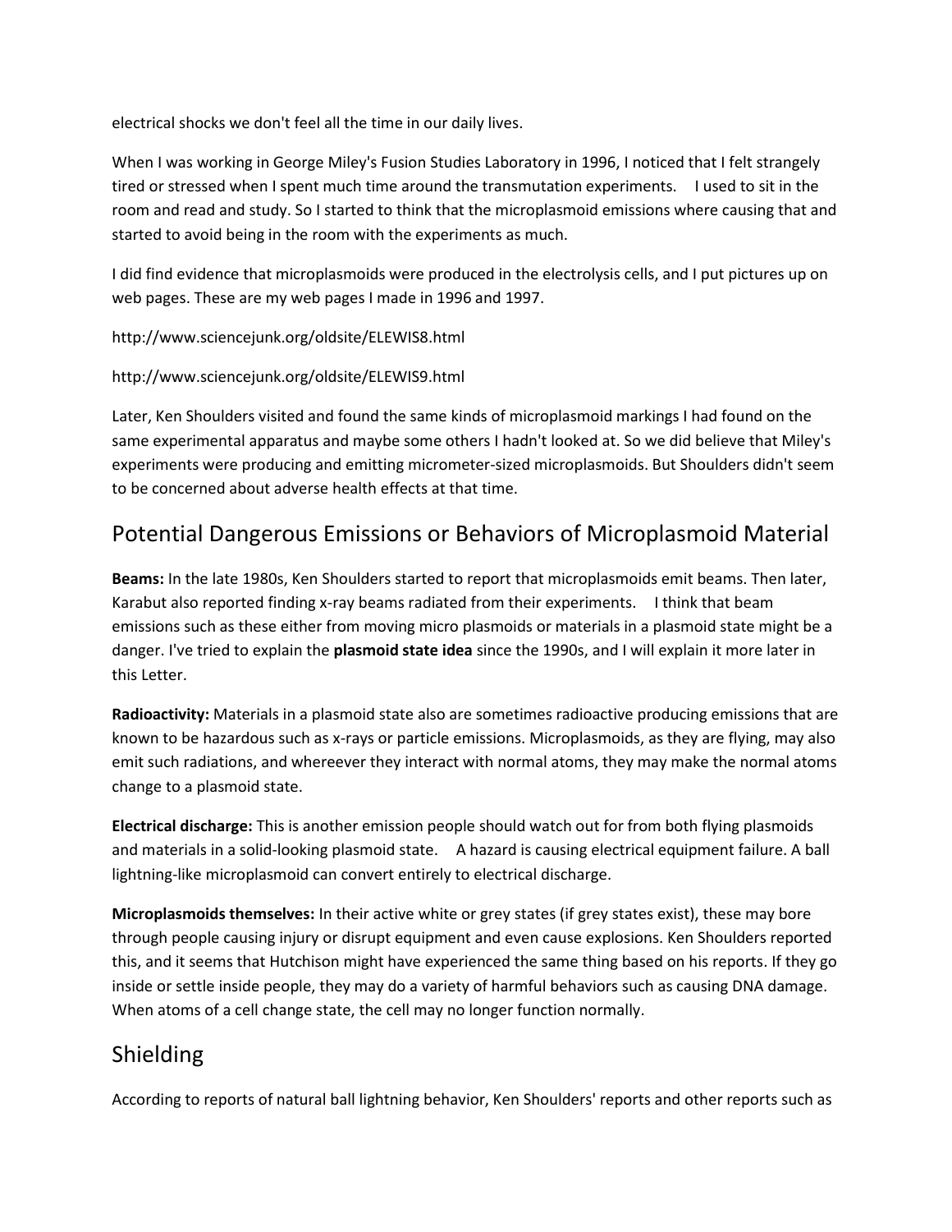electrical shocks we don't feel all the time in our daily lives.

When I was working in George Miley's Fusion Studies Laboratory in 1996, I noticed that I felt strangely tired or stressed when I spent much time around the transmutation experiments. I used to sit in the room and read and study. So I started to think that the microplasmoid emissions where causing that and started to avoid being in the room with the experiments as much.

I did find evidence that microplasmoids were produced in the electrolysis cells, and I put pictures up on web pages. These are my web pages I made in 1996 and 1997.

http://www.sciencejunk.org/oldsite/ELEWIS8.html

http://www.sciencejunk.org/oldsite/ELEWIS9.html

Later, Ken Shoulders visited and found the same kinds of microplasmoid markings I had found on the same experimental apparatus and maybe some others I hadn't looked at. So we did believe that Miley's experiments were producing and emitting micrometer-sized microplasmoids. But Shoulders didn't seem to be concerned about adverse health effects at that time.

## Potential Dangerous Emissions or Behaviors of Microplasmoid Material

**Beams:** In the late 1980s, Ken Shoulders started to report that microplasmoids emit beams. Then later, Karabut also reported finding x-ray beams radiated from their experiments. I think that beam emissions such as these either from moving micro plasmoids or materials in a plasmoid state might be a danger. I've tried to explain the **plasmoid state idea** since the 1990s, and I will explain it more later in this Letter.

**Radioactivity:** Materials in a plasmoid state also are sometimes radioactive producing emissions that are known to be hazardous such as x-rays or particle emissions. Microplasmoids, as they are flying, may also emit such radiations, and whereever they interact with normal atoms, they may make the normal atoms change to a plasmoid state.

**Electrical discharge:** This is another emission people should watch out for from both flying plasmoids and materials in a solid-looking plasmoid state. A hazard is causing electrical equipment failure. A ball lightning-like microplasmoid can convert entirely to electrical discharge.

**Microplasmoids themselves:** In their active white or grey states (if grey states exist), these may bore through people causing injury or disrupt equipment and even cause explosions. Ken Shoulders reported this, and it seems that Hutchison might have experienced the same thing based on his reports. If they go inside or settle inside people, they may do a variety of harmful behaviors such as causing DNA damage. When atoms of a cell change state, the cell may no longer function normally.

## Shielding

According to reports of natural ball lightning behavior, Ken Shoulders' reports and other reports such as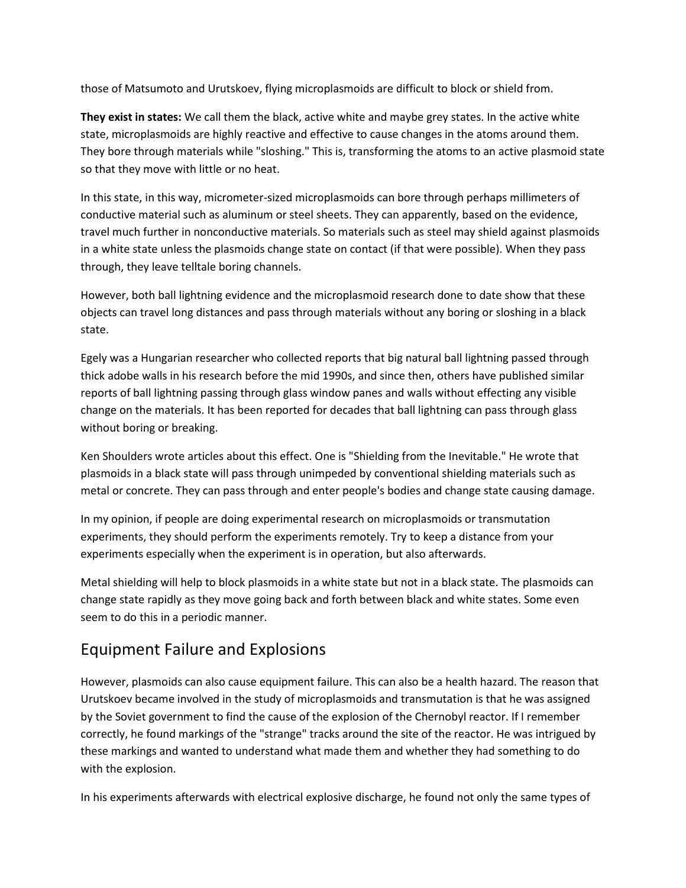those of Matsumoto and Urutskoev, flying microplasmoids are difficult to block or shield from.

**They exist in states:** We call them the black, active white and maybe grey states. In the active white state, microplasmoids are highly reactive and effective to cause changes in the atoms around them. They bore through materials while "sloshing." This is, transforming the atoms to an active plasmoid state so that they move with little or no heat.

In this state, in this way, micrometer-sized microplasmoids can bore through perhaps millimeters of conductive material such as aluminum or steel sheets. They can apparently, based on the evidence, travel much further in nonconductive materials. So materials such as steel may shield against plasmoids in a white state unless the plasmoids change state on contact (if that were possible). When they pass through, they leave telltale boring channels.

However, both ball lightning evidence and the microplasmoid research done to date show that these objects can travel long distances and pass through materials without any boring or sloshing in a black state.

Egely was a Hungarian researcher who collected reports that big natural ball lightning passed through thick adobe walls in his research before the mid 1990s, and since then, others have published similar reports of ball lightning passing through glass window panes and walls without effecting any visible change on the materials. It has been reported for decades that ball lightning can pass through glass without boring or breaking.

Ken Shoulders wrote articles about this effect. One is "Shielding from the Inevitable." He wrote that plasmoids in a black state will pass through unimpeded by conventional shielding materials such as metal or concrete. They can pass through and enter people's bodies and change state causing damage.

In my opinion, if people are doing experimental research on microplasmoids or transmutation experiments, they should perform the experiments remotely. Try to keep a distance from your experiments especially when the experiment is in operation, but also afterwards.

Metal shielding will help to block plasmoids in a white state but not in a black state. The plasmoids can change state rapidly as they move going back and forth between black and white states. Some even seem to do this in a periodic manner.

## Equipment Failure and Explosions

However, plasmoids can also cause equipment failure. This can also be a health hazard. The reason that Urutskoev became involved in the study of microplasmoids and transmutation is that he was assigned by the Soviet government to find the cause of the explosion of the Chernobyl reactor. If I remember correctly, he found markings of the "strange" tracks around the site of the reactor. He was intrigued by these markings and wanted to understand what made them and whether they had something to do with the explosion.

In his experiments afterwards with electrical explosive discharge, he found not only the same types of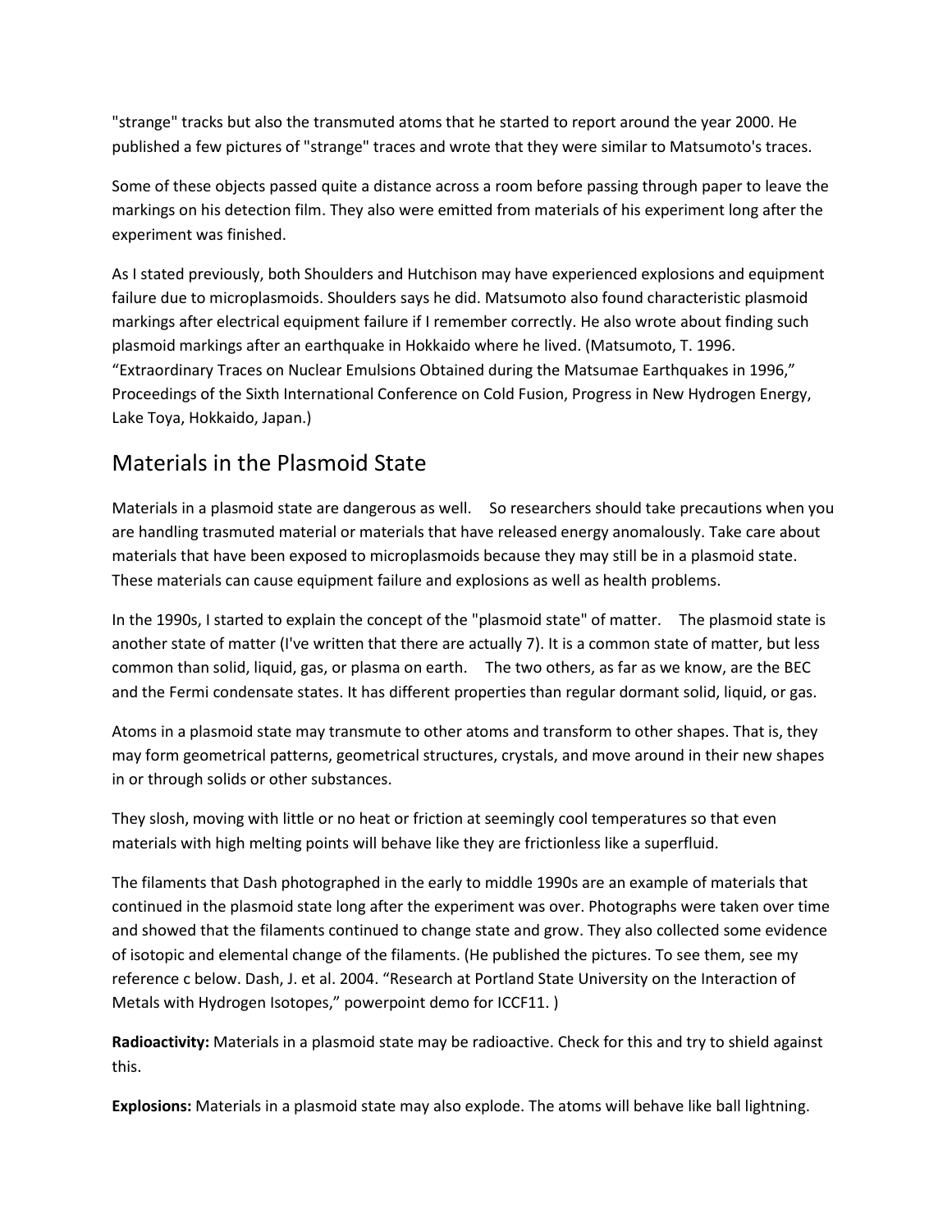"strange" tracks but also the transmuted atoms that he started to report around the year 2000. He published a few pictures of "strange" traces and wrote that they were similar to Matsumoto's traces.

Some of these objects passed quite a distance across a room before passing through paper to leave the markings on his detection film. They also were emitted from materials of his experiment long after the experiment was finished.

As I stated previously, both Shoulders and Hutchison may have experienced explosions and equipment failure due to microplasmoids. Shoulders says he did. Matsumoto also found characteristic plasmoid markings after electrical equipment failure if I remember correctly. He also wrote about finding such plasmoid markings after an earthquake in Hokkaido where he lived. (Matsumoto, T. 1996. “Extraordinary Traces on Nuclear Emulsions Obtained during the Matsumae Earthquakes in 1996,” Proceedings of the Sixth International Conference on Cold Fusion, Progress in New Hydrogen Energy, Lake Toya, Hokkaido, Japan.)

## Materials in the Plasmoid State

Materials in a plasmoid state are dangerous as well. So researchers should take precautions when you are handling trasmuted material or materials that have released energy anomalously. Take care about materials that have been exposed to microplasmoids because they may still be in a plasmoid state. These materials can cause equipment failure and explosions as well as health problems.

In the 1990s, I started to explain the concept of the "plasmoid state" of matter. The plasmoid state is another state of matter (I've written that there are actually 7). It is a common state of matter, but less common than solid, liquid, gas, or plasma on earth. The two others, as far as we know, are the BEC and the Fermi condensate states. It has different properties than regular dormant solid, liquid, or gas.

Atoms in a plasmoid state may transmute to other atoms and transform to other shapes. That is, they may form geometrical patterns, geometrical structures, crystals, and move around in their new shapes in or through solids or other substances.

They slosh, moving with little or no heat or friction at seemingly cool temperatures so that even materials with high melting points will behave like they are frictionless like a superfluid.

The filaments that Dash photographed in the early to middle 1990s are an example of materials that continued in the plasmoid state long after the experiment was over. Photographs were taken over time and showed that the filaments continued to change state and grow. They also collected some evidence of isotopic and elemental change of the filaments. (He published the pictures. To see them, see my reference c below. Dash, J. et al. 2004. “Research at Portland State University on the Interaction of Metals with Hydrogen Isotopes,” powerpoint demo for ICCF11. )

**Radioactivity:** Materials in a plasmoid state may be radioactive. Check for this and try to shield against this.

**Explosions:** Materials in a plasmoid state may also explode. The atoms will behave like ball lightning.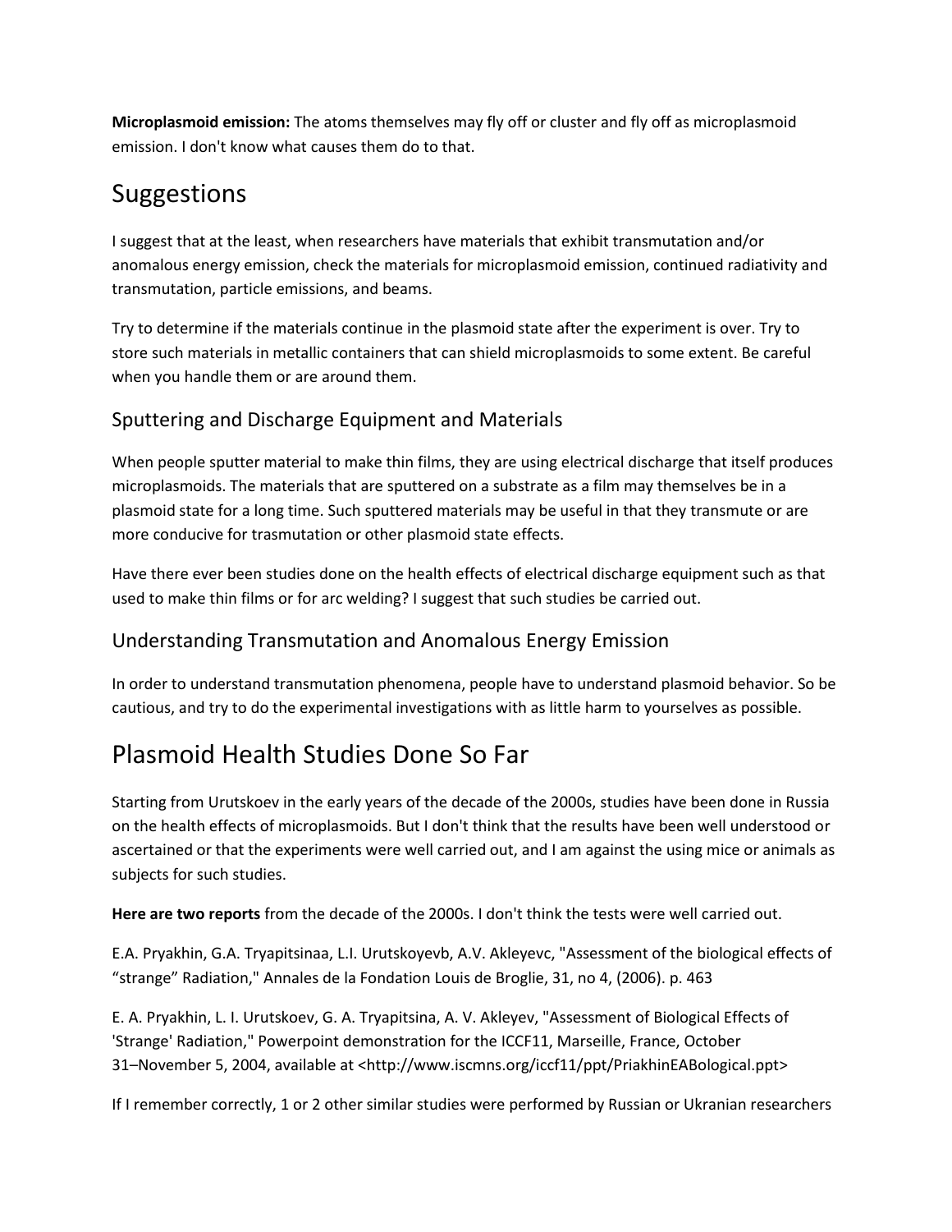**Microplasmoid emission:** The atoms themselves may fly off or cluster and fly off as microplasmoid emission. I don't know what causes them do to that.

# Suggestions

I suggest that at the least, when researchers have materials that exhibit transmutation and/or anomalous energy emission, check the materials for microplasmoid emission, continued radiativity and transmutation, particle emissions, and beams.

Try to determine if the materials continue in the plasmoid state after the experiment is over. Try to store such materials in metallic containers that can shield microplasmoids to some extent. Be careful when you handle them or are around them.

## Sputtering and Discharge Equipment and Materials

When people sputter material to make thin films, they are using electrical discharge that itself produces microplasmoids. The materials that are sputtered on a substrate as a film may themselves be in a plasmoid state for a long time. Such sputtered materials may be useful in that they transmute or are more conducive for trasmutation or other plasmoid state effects.

Have there ever been studies done on the health effects of electrical discharge equipment such as that used to make thin films or for arc welding? I suggest that such studies be carried out.

## Understanding Transmutation and Anomalous Energy Emission

In order to understand transmutation phenomena, people have to understand plasmoid behavior. So be cautious, and try to do the experimental investigations with as little harm to yourselves as possible.

# Plasmoid Health Studies Done So Far

Starting from Urutskoev in the early years of the decade of the 2000s, studies have been done in Russia on the health effects of microplasmoids. But I don't think that the results have been well understood or ascertained or that the experiments were well carried out, and I am against the using mice or animals as subjects for such studies.

**Here are two reports** from the decade of the 2000s. I don't think the tests were well carried out.

E.A. Pryakhin, G.A. Tryapitsinaa, L.I. Urutskoyevb, A.V. Akleyevc, "Assessment of the biological effects of “strange” Radiation," Annales de la Fondation Louis de Broglie, 31, no 4, (2006). p. 463

E. A. Pryakhin, L. I. Urutskoev, G. A. Tryapitsina, A. V. Akleyev, "Assessment of Biological Effects of 'Strange' Radiation," Powerpoint demonstration for the ICCF11, Marseille, France, October 31–November 5, 2004, available at <http://www.iscmns.org/iccf11/ppt/PriakhinEABological.ppt>

If I remember correctly, 1 or 2 other similar studies were performed by Russian or Ukranian researchers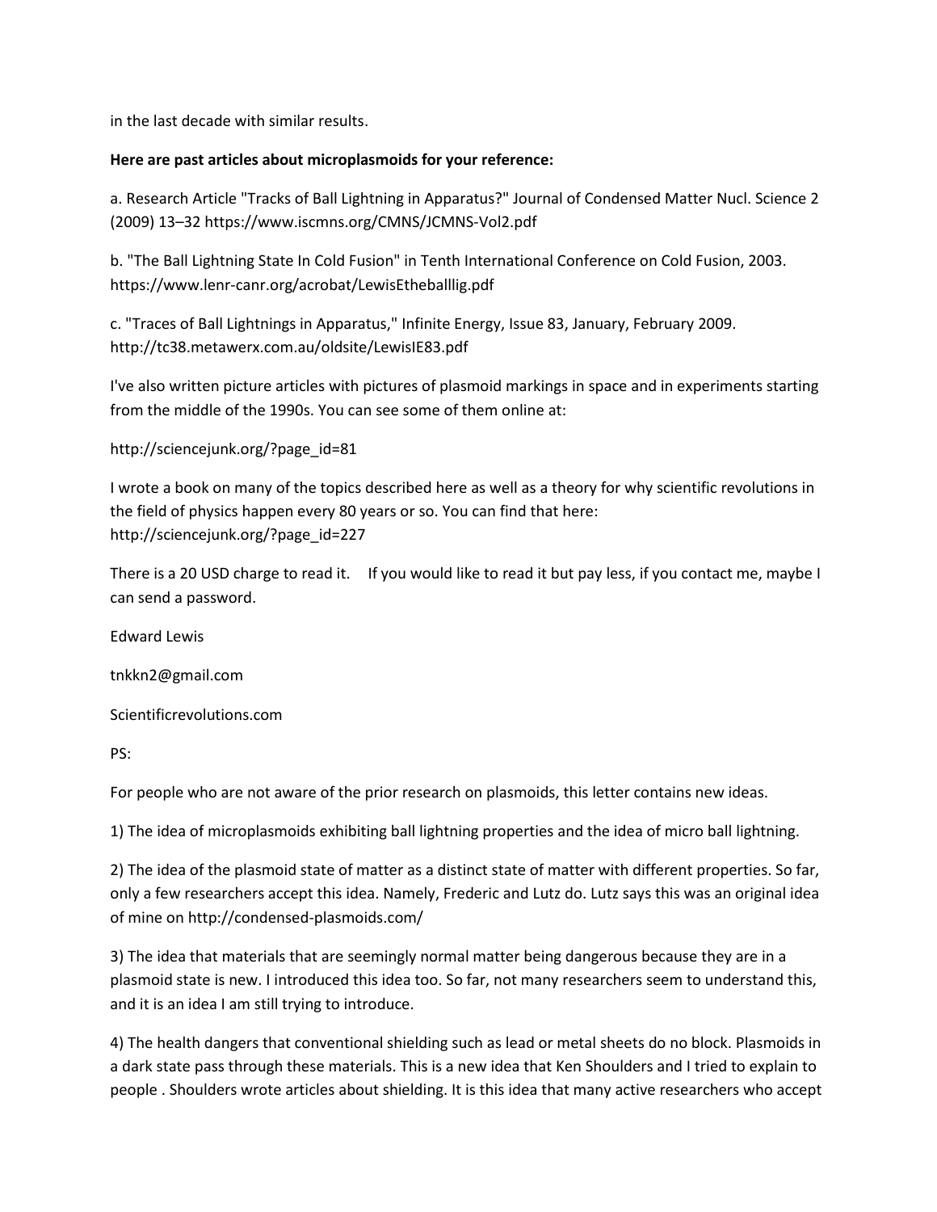in the last decade with similar results.

**Here are past articles about microplasmoids for your reference:**

a. Research Article "Tracks of Ball Lightning in Apparatus?" Journal of Condensed Matter Nucl. Science 2 (2009) 13–32 https://www.iscmns.org/CMNS/JCMNS-Vol2.pdf

b. "The Ball Lightning State In Cold Fusion" in Tenth International Conference on Cold Fusion, 2003. https://www.lenr-canr.org/acrobat/LewisEtheballlig.pdf

c. "Traces of Ball Lightnings in Apparatus," Infinite Energy, Issue 83, January, February 2009. http://tc38.metawerx.com.au/oldsite/LewisIE83.pdf

I've also written picture articles with pictures of plasmoid markings in space and in experiments starting from the middle of the 1990s. You can see some of them online at:

http://sciencejunk.org/?page_id=81

I wrote a book on many of the topics described here as well as a theory for why scientific revolutions in the field of physics happen every 80 years or so. You can find that here: http://sciencejunk.org/?page_id=227

There is a 20 USD charge to read it. If you would like to read it but pay less, if you contact me, maybe I can send a password.

Edward Lewis

tnkkn2@gmail.com

Scientificrevolutions.com

PS:

For people who are not aware of the prior research on plasmoids, this letter contains new ideas.

1) The idea of microplasmoids exhibiting ball lightning properties and the idea of micro ball lightning.

2) The idea of the plasmoid state of matter as a distinct state of matter with different properties. So far, only a few researchers accept this idea. Namely, Frederic and Lutz do. Lutz says this was an original idea of mine on http://condensed-plasmoids.com/

3) The idea that materials that are seemingly normal matter being dangerous because they are in a plasmoid state is new. I introduced this idea too. So far, not many researchers seem to understand this, and it is an idea I am still trying to introduce.

4) The health dangers that conventional shielding such as lead or metal sheets do no block. Plasmoids in a dark state pass through these materials. This is a new idea that Ken Shoulders and I tried to explain to people . Shoulders wrote articles about shielding. It is this idea that many active researchers who accept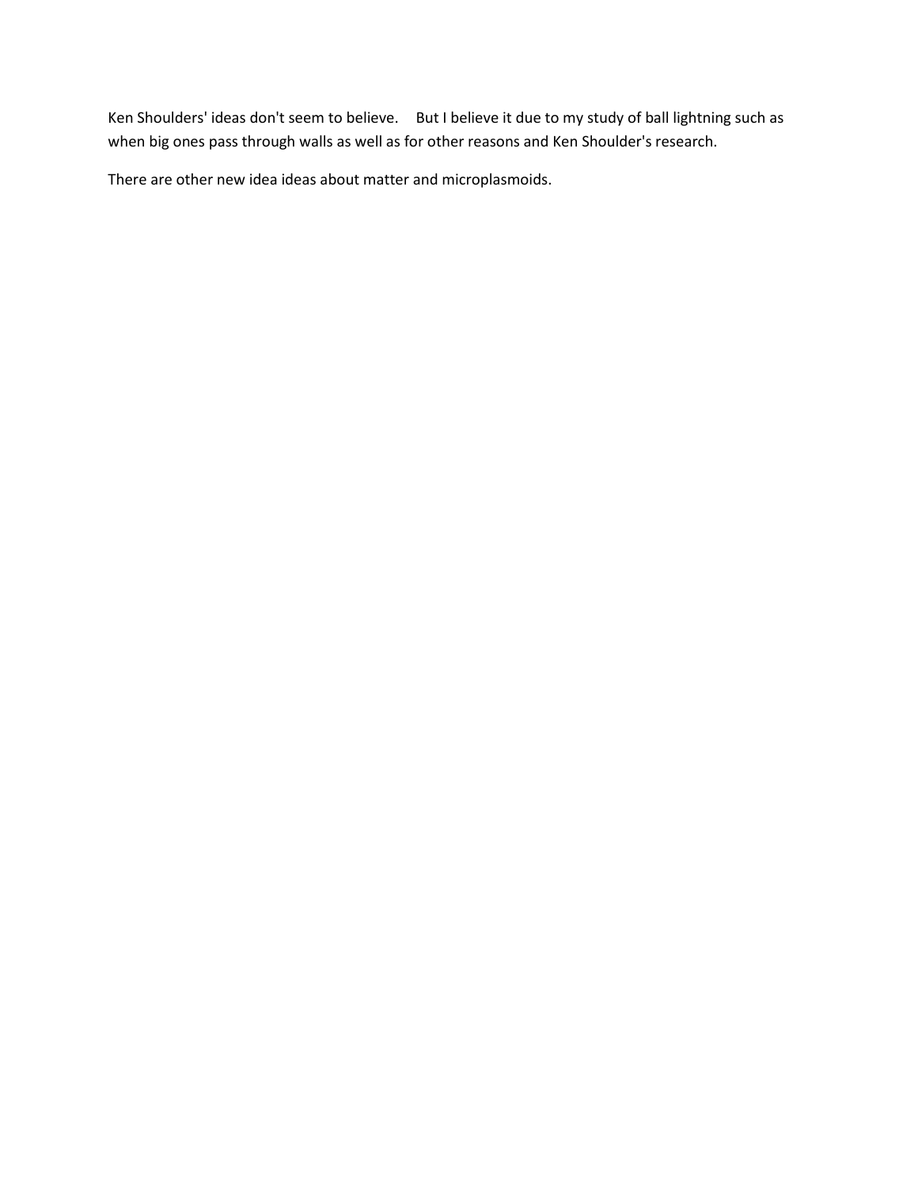Ken Shoulders' ideas don't seem to believe.     But I believe it due to my study of ball lightning such as when big ones pass through walls as well as for other reasons and Ken Shoulder's research.

There are other new idea ideas about matter and microplasmoids.